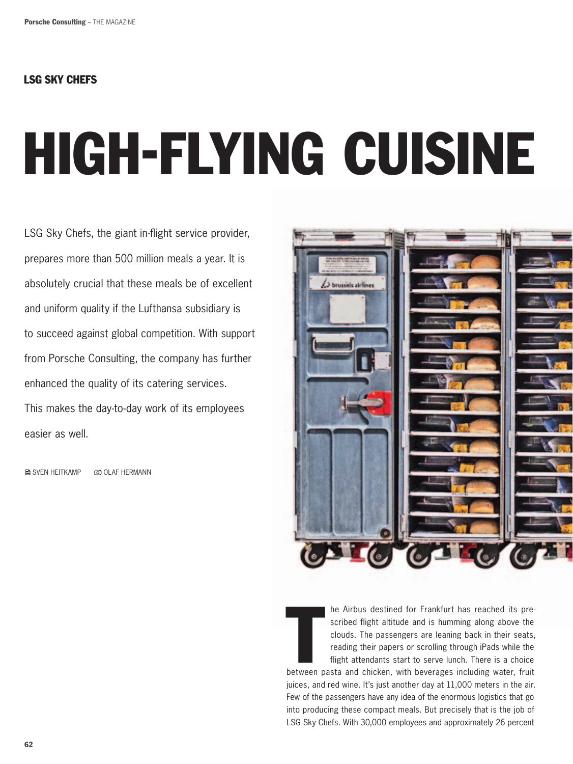## LSG SKY CHEFS

# HIGH-FLYING CUISINE

LSG Sky Chefs, the giant in-flight service provider, prepares more than 500 million meals a year. It is absolutely crucial that these meals be of excellent and uniform quality if the Lufthansa subsidiary is to succeed against global competition. With support from Porsche Consulting, the company has further enhanced the quality of its catering services. This makes the day-to-day work of its employees easier as well.

SVEN HEITKAMP OLAF HERMANN

The Airbus destined for Frankfurt has reached its prescribed flight altitude and is humming along above the clouds. The passengers are leaning back in their seats, reading their papers or scrolling through iPads while the flight attendants start to serve lunch. There is a choice between pasta and chicken, with beverages including water, fruit juices, and red wine. It's just another day at 11,000 meters in the air. Few of the passengers have any idea of the enormous logistics that go into producing these compact meals. But precisely that is the job of LSG Sky Chefs. With 30,000 employees and approximately 26 percent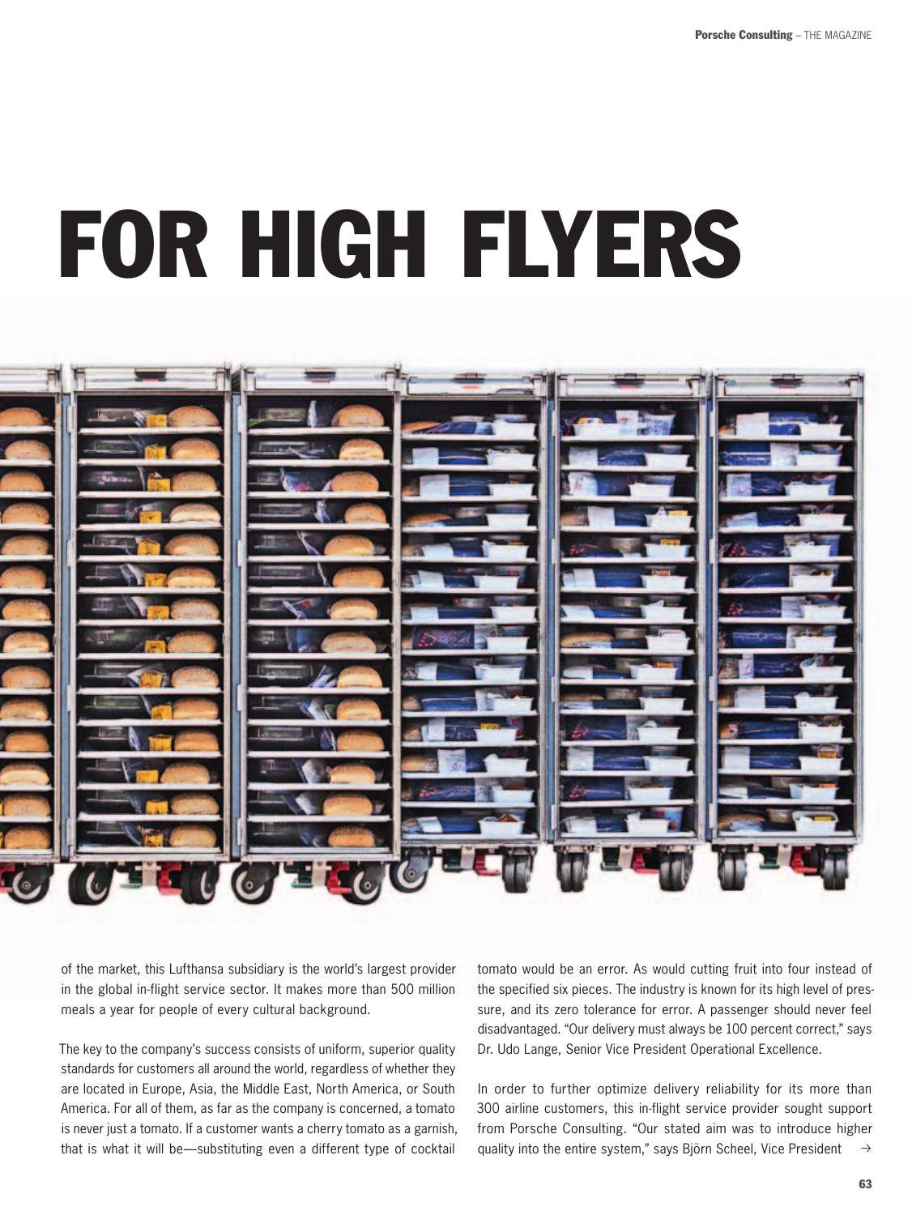# FOR HIGH FLYERS

of the market, this Lufthansa subsidiary is the world's largest provider in the global in-flight service sector. It makes more than 500 million meals a year for people of every cultural background.

The key to the company's success consists of uniform, superior quality standards for customers all around the world, regardless of whether they are located in Europe, Asia, the Middle East, North America, or South America. For all of them, as far as the company is concerned, a tomato is never just a tomato. If a customer wants a cherry tomato as a garnish, that is what it will be—substituting even a different type of cocktail tomato would be an error. As would cutting fruit into four instead of the specified six pieces. The industry is known for its high level of pressure, and its zero tolerance for error. A passenger should never feel disadvantaged. "Our delivery must always be 100 percent correct," says Dr. Udo Lange, Senior Vice President Operational Excellence.

In order to further optimize delivery reliability for its more than 300 airline customers, this in-flight service provider sought support from Porsche Consulting. "Our stated aim was to introduce higher quality into the entire system," says Björn Scheel, Vice President →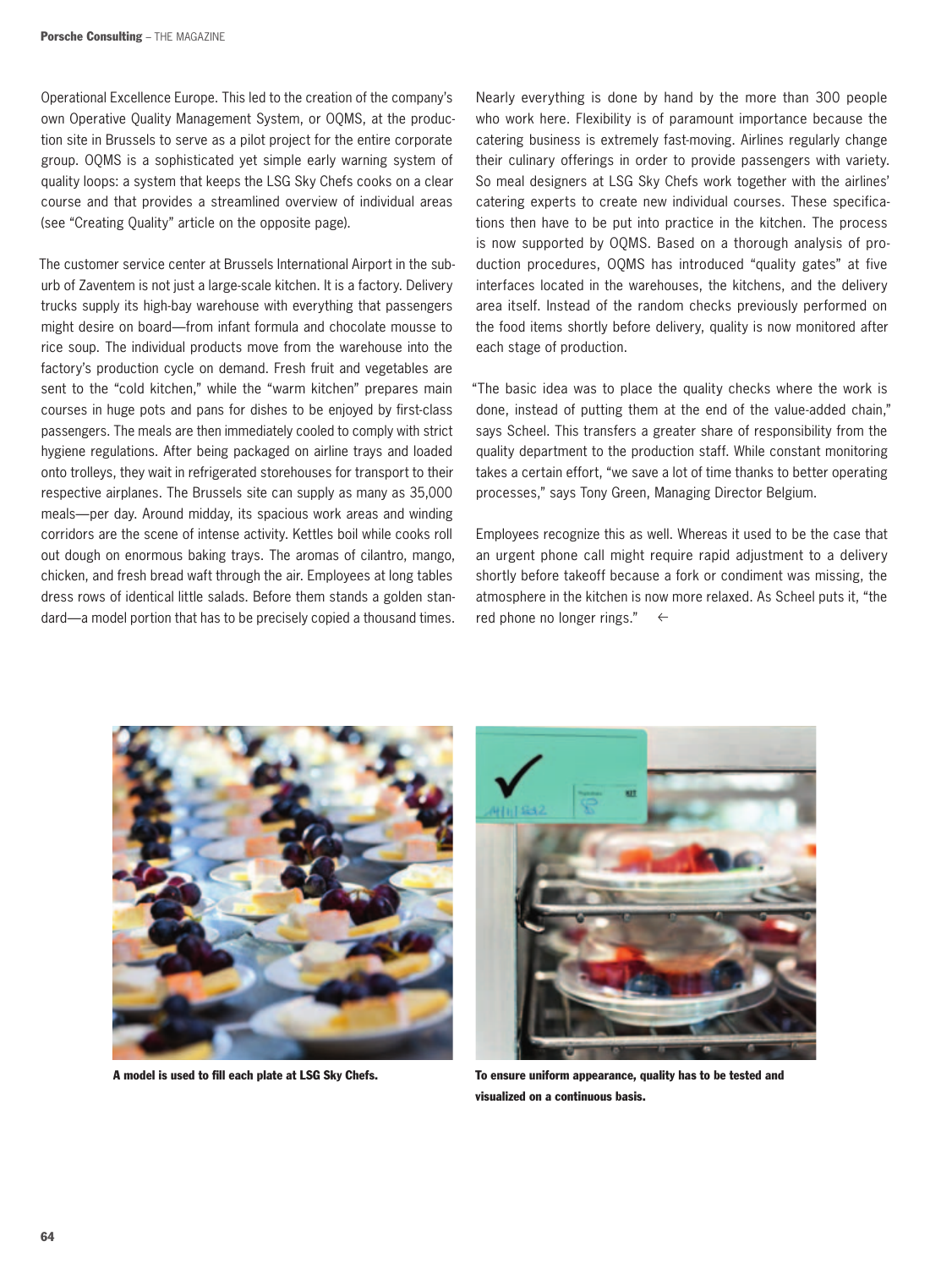Operational Excellence Europe. This led to the creation of the company's own Operative Quality Management System, or OQMS, at the production site in Brussels to serve as a pilot project for the entire corporate group. OQMS is a sophisticated yet simple early warning system of quality loops: a system that keeps the LSG Sky Chefs cooks on a clear course and that provides a streamlined overview of individual areas (see "Creating Quality" article on the opposite page).

The customer service center at Brussels International Airport in the suburb of Zaventem is not just a large-scale kitchen. It is a factory. Delivery trucks supply its high-bay warehouse with everything that passengers might desire on board—from infant formula and chocolate mousse to rice soup. The individual products move from the warehouse into the factory's production cycle on demand. Fresh fruit and vegetables are sent to the "cold kitchen," while the "warm kitchen" prepares main courses in huge pots and pans for dishes to be enjoyed by first-class passengers. The meals are then immediately cooled to comply with strict hygiene regulations. After being packaged on airline trays and loaded onto trolleys, they wait in refrigerated storehouses for transport to their respective airplanes. The Brussels site can supply as many as 35,000 meals—per day. Around midday, its spacious work areas and winding corridors are the scene of intense activity. Kettles boil while cooks roll out dough on enormous baking trays. The aromas of cilantro, mango, chicken, and fresh bread waft through the air. Employees at long tables dress rows of identical little salads. Before them stands a golden standard—a model portion that has to be precisely copied a thousand times.

Nearly everything is done by hand by the more than 300 people who work here. Flexibility is of paramount importance because the catering business is extremely fast-moving. Airlines regularly change their culinary offerings in order to provide passengers with variety. So meal designers at LSG Sky Chefs work together with the airlines' catering experts to create new individual courses. These specifications then have to be put into practice in the kitchen. The process is now supported by OQMS. Based on a thorough analysis of production procedures, OQMS has introduced "quality gates" at five interfaces located in the warehouses, the kitchens, and the delivery area itself. Instead of the random checks previously performed on the food items shortly before delivery, quality is now monitored after each stage of production.

"The basic idea was to place the quality checks where the work is done, instead of putting them at the end of the value-added chain," says Scheel. This transfers a greater share of responsibility from the quality department to the production staff. While constant monitoring takes a certain effort, "we save a lot of time thanks to better operating processes," says Tony Green, Managing Director Belgium.

Employees recognize this as well. Whereas it used to be the case that an urgent phone call might require rapid adjustment to a delivery shortly before takeoff because a fork or condiment was missing, the atmosphere in the kitchen is now more relaxed. As Scheel puts it, "the red phone no longer rings." ←

**A model is used to fill each plate at LSG Sky Chefs.**

**To ensure uniform appearance, quality has to be tested and visualized on a continuous basis.**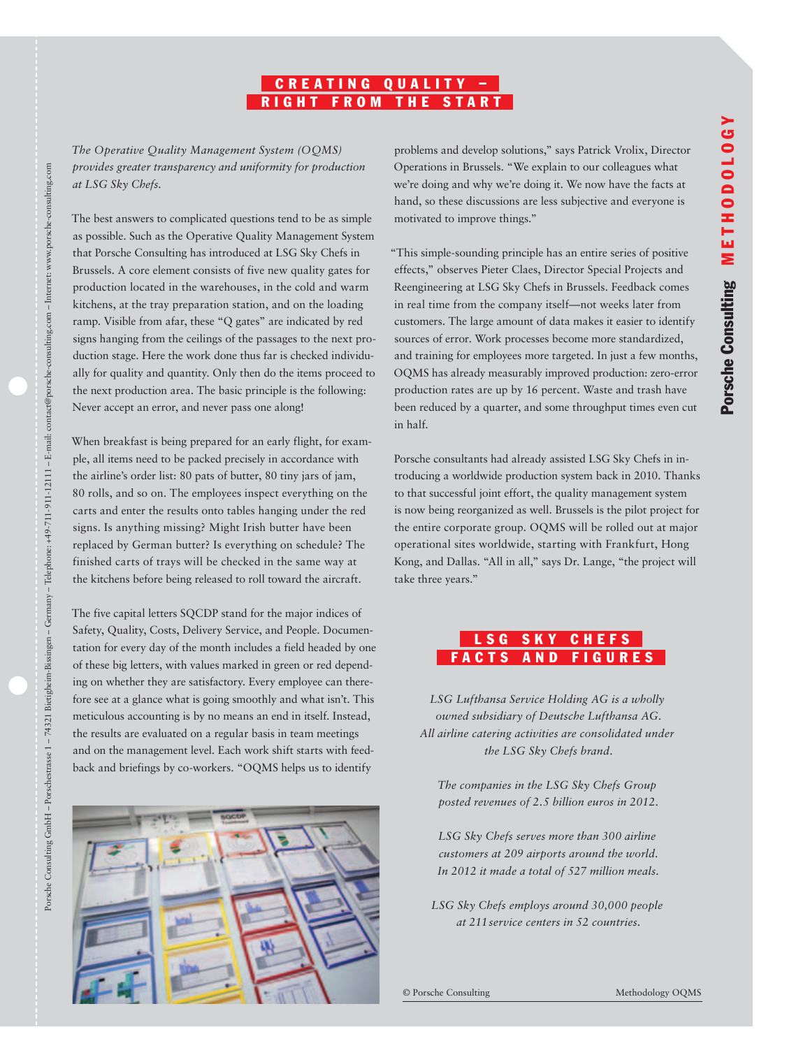## CREATING QUALITY – RIGHT FROM THE START

*The Operative Quality Management System (OQMS) provides greater transparency and uniformity for production at LSG Sky Chefs.*

The best answers to complicated questions tend to be as simple as possible. Such as the Operative Quality Management System that Porsche Consulting has introduced at LSG Sky Chefs in Brussels. A core element consists of five new quality gates for production located in the warehouses, in the cold and warm kitchens, at the tray preparation station, and on the loading ramp. Visible from afar, these "Q gates" are indicated by red signs hanging from the ceilings of the passages to the next production stage. Here the work done thus far is checked individually for quality and quantity. Only then do the items proceed to the next production area. The basic principle is the following: Never accept an error, and never pass one along!

When breakfast is being prepared for an early flight, for example, all items need to be packed precisely in accordance with the airline's order list: 80 pats of butter, 80 tiny jars of jam, 80 rolls, and so on. The employees inspect everything on the carts and enter the results onto tables hanging under the red signs. Is anything missing? Might Irish butter have been replaced by German butter? Is everything on schedule? The finished carts of trays will be checked in the same way at the kitchens before being released to roll toward the aircraft.

The five capital letters SQCDP stand for the major indices of Safety, Quality, Costs, Delivery Service, and People. Documentation for every day of the month includes a field headed by one of these big letters, with values marked in green or red depending on whether they are satisfactory. Every employee can therefore see at a glance what is going smoothly and what isn't. This meticulous accounting is by no means an end in itself. Instead, the results are evaluated on a regular basis in team meetings and on the management level. Each work shift starts with feedback and briefings by co-workers. "OQMS helps us to identify problems and develop solutions," says Patrick Vrolix, Director Operations in Brussels. "We explain to our colleagues what we're doing and why we're doing it. We now have the facts at hand, so these discussions are less subjective and everyone is motivated to improve things."

"This simple-sounding principle has an entire series of positive effects," observes Pieter Claes, Director Special Projects and Reengineering at LSG Sky Chefs in Brussels. Feedback comes in real time from the company itself—not weeks later from customers. The large amount of data makes it easier to identify sources of error. Work processes become more standardized, and training for employees more targeted. In just a few months, OQMS has already measurably improved production: zero-error production rates are up by 16 percent. Waste and trash have been reduced by a quarter, and some throughput times even cut in half.

Porsche consultants had already assisted LSG Sky Chefs in introducing a worldwide production system back in 2010. Thanks to that successful joint effort, the quality management system is now being reorganized as well. Brussels is the pilot project for the entire corporate group. OQMS will be rolled out at major operational sites worldwide, starting with Frankfurt, Hong Kong, and Dallas. "All in all," says Dr. Lange, "the project will take three years."

### LSG SKY CHEFS FACTS AND FIGURES

*LSG Lufthansa Service Holding AG is a wholly owned subsidiary of Deutsche Lufthansa AG. All airline catering activities are consolidated under the LSG Sky Chefs brand.*

*The companies in the LSG Sky Chefs Group posted revenues of 2.5 billion euros in 2012.*

*LSG Sky Chefs serves more than 300 airline customers at 209 airports around the world. In 2012 it made a total of 527 million meals.*

*LSG Sky Chefs employs around 30,000 people at 211 service centers in 52 countries.*